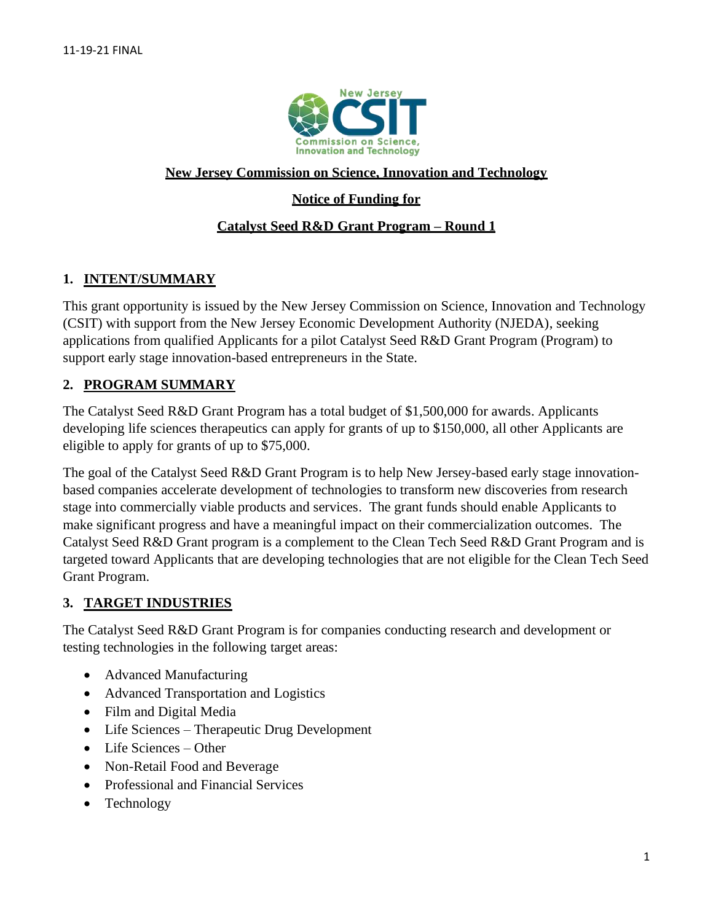11-19-21 FINAL

**New Jersey Commission on Science, Innovation and Technology**

**Notice of Funding for**

**Catalyst Seed R&D Grant Program – Round 1**

## 1. INTENT/SUMMARY

This grant opportunity is issued by the New Jersey Commission on Science, Innovation and Technology (CSIT) with support from the New Jersey Economic Development Authority (NJEDA), seeking applications from qualified Applicants for a pilot Catalyst Seed R&D Grant Program (Program) to support early stage innovation-based entrepreneurs in the State.

## 2. PROGRAM SUMMARY

The Catalyst Seed R&D Grant Program has a total budget of $1,500,000 for awards. Applicants developing life sciences therapeutics can apply for grants of up to $150,000, all other Applicants are eligible to apply for grants of up to $75,000.

The goal of the Catalyst Seed R&D Grant Program is to help New Jersey-based early stage innovation-based companies accelerate development of technologies to transform new discoveries from research stage into commercially viable products and services. The grant funds should enable Applicants to make significant progress and have a meaningful impact on their commercialization outcomes. The Catalyst Seed R&D Grant program is a complement to the Clean Tech Seed R&D Grant Program and is targeted toward Applicants that are developing technologies that are not eligible for the Clean Tech Seed Grant Program.

## 3. TARGET INDUSTRIES

The Catalyst Seed R&D Grant Program is for companies conducting research and development or testing technologies in the following target areas:

- Advanced Manufacturing
- Advanced Transportation and Logistics
- Film and Digital Media
- Life Sciences – Therapeutic Drug Development
- Life Sciences – Other
- Non-Retail Food and Beverage
- Professional and Financial Services
- Technology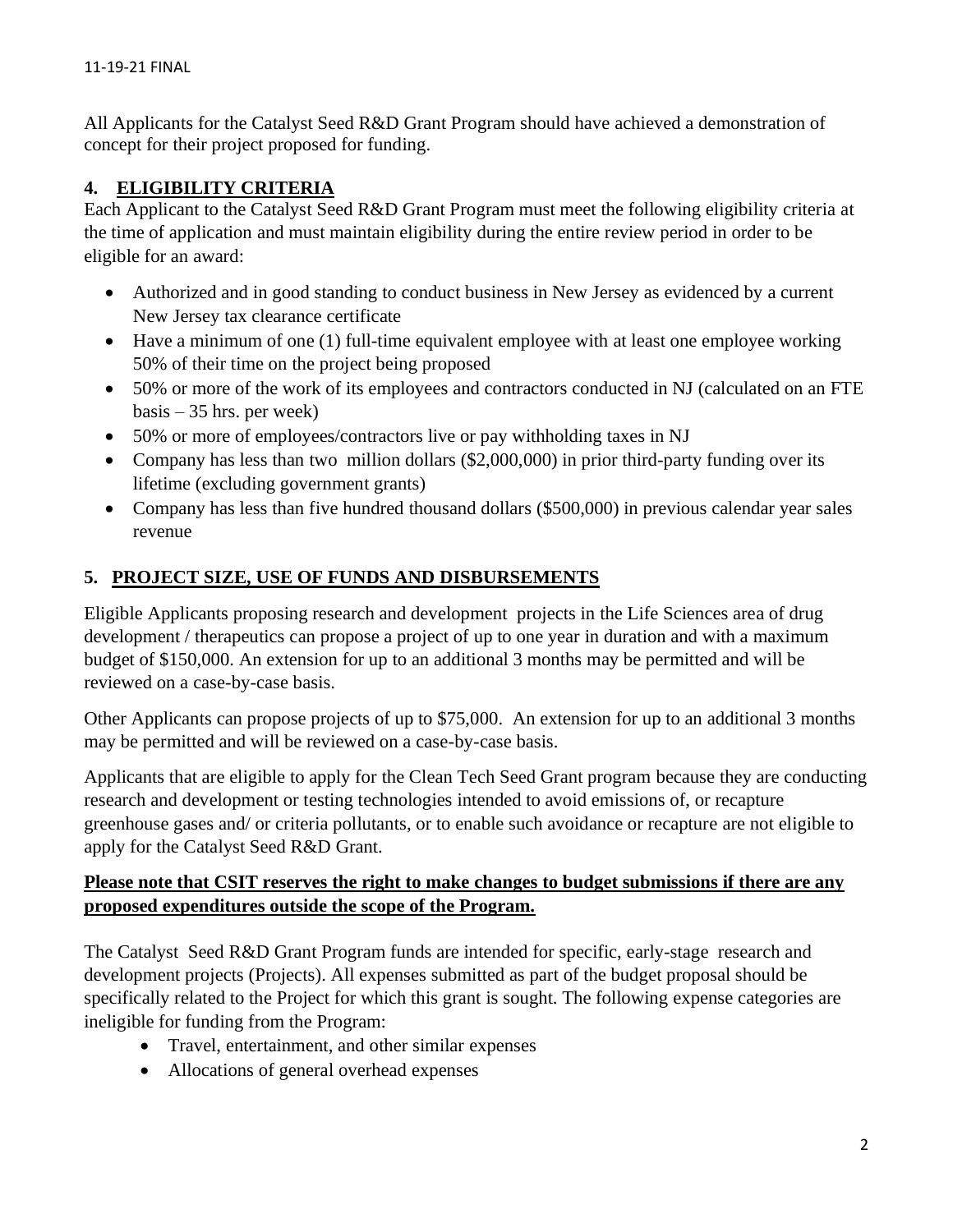All Applicants for the Catalyst Seed R&D Grant Program should have achieved a demonstration of concept for their project proposed for funding.

## 4. ELIGIBILITY CRITERIA

Each Applicant to the Catalyst Seed R&D Grant Program must meet the following eligibility criteria at the time of application and must maintain eligibility during the entire review period in order to be eligible for an award:

- Authorized and in good standing to conduct business in New Jersey as evidenced by a current New Jersey tax clearance certificate
- Have a minimum of one (1) full-time equivalent employee with at least one employee working 50% of their time on the project being proposed
- 50% or more of the work of its employees and contractors conducted in NJ (calculated on an FTE basis – 35 hrs. per week)
- 50% or more of employees/contractors live or pay withholding taxes in NJ
- Company has less than two million dollars ($2,000,000) in prior third-party funding over its lifetime (excluding government grants)
- Company has less than five hundred thousand dollars ($500,000) in previous calendar year sales revenue

## 5. PROJECT SIZE, USE OF FUNDS AND DISBURSEMENTS

Eligible Applicants proposing research and development projects in the Life Sciences area of drug development / therapeutics can propose a project of up to one year in duration and with a maximum budget of $150,000. An extension for up to an additional 3 months may be permitted and will be reviewed on a case-by-case basis.

Other Applicants can propose projects of up to $75,000. An extension for up to an additional 3 months may be permitted and will be reviewed on a case-by-case basis.

Applicants that are eligible to apply for the Clean Tech Seed Grant program because they are conducting research and development or testing technologies intended to avoid emissions of, or recapture greenhouse gases and/ or criteria pollutants, or to enable such avoidance or recapture are not eligible to apply for the Catalyst Seed R&D Grant.

**Please note that CSIT reserves the right to make changes to budget submissions if there are any proposed expenditures outside the scope of the Program.**

The Catalyst Seed R&D Grant Program funds are intended for specific, early-stage research and development projects (Projects). All expenses submitted as part of the budget proposal should be specifically related to the Project for which this grant is sought. The following expense categories are ineligible for funding from the Program:

- Travel, entertainment, and other similar expenses
- Allocations of general overhead expenses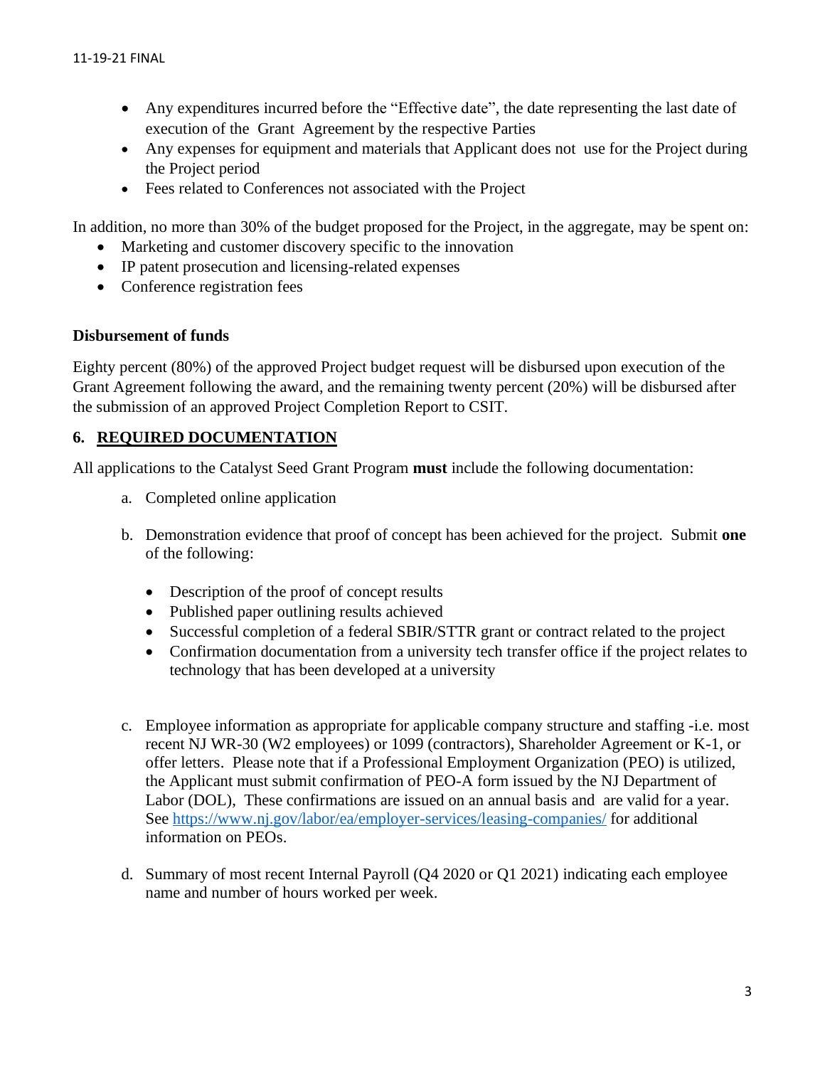- Any expenditures incurred before the "Effective date", the date representing the last date of execution of the Grant Agreement by the respective Parties
- Any expenses for equipment and materials that Applicant does not use for the Project during the Project period
- Fees related to Conferences not associated with the Project

In addition, no more than 30% of the budget proposed for the Project, in the aggregate, may be spent on:

- Marketing and customer discovery specific to the innovation
- IP patent prosecution and licensing-related expenses
- Conference registration fees

**Disbursement of funds**

Eighty percent (80%) of the approved Project budget request will be disbursed upon execution of the Grant Agreement following the award, and the remaining twenty percent (20%) will be disbursed after the submission of an approved Project Completion Report to CSIT.

## 6. REQUIRED DOCUMENTATION

All applications to the Catalyst Seed Grant Program **must** include the following documentation:

a. Completed online application

b. Demonstration evidence that proof of concept has been achieved for the project. Submit **one** of the following:

   - Description of the proof of concept results
   - Published paper outlining results achieved
   - Successful completion of a federal SBIR/STTR grant or contract related to the project
   - Confirmation documentation from a university tech transfer office if the project relates to technology that has been developed at a university

c. Employee information as appropriate for applicable company structure and staffing -i.e. most recent NJ WR-30 (W2 employees) or 1099 (contractors), Shareholder Agreement or K-1, or offer letters. Please note that if a Professional Employment Organization (PEO) is utilized, the Applicant must submit confirmation of PEO-A form issued by the NJ Department of Labor (DOL), These confirmations are issued on an annual basis and are valid for a year. See https://www.nj.gov/labor/ea/employer-services/leasing-companies/ for additional information on PEOs.

d. Summary of most recent Internal Payroll (Q4 2020 or Q1 2021) indicating each employee name and number of hours worked per week.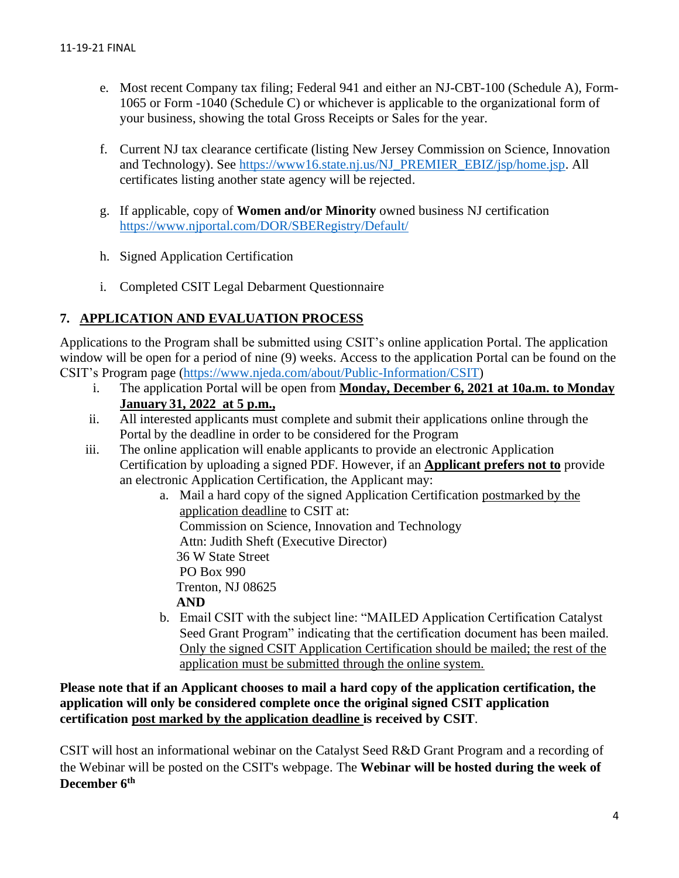e. Most recent Company tax filing; Federal 941 and either an NJ-CBT-100 (Schedule A), Form-1065 or Form -1040 (Schedule C) or whichever is applicable to the organizational form of your business, showing the total Gross Receipts or Sales for the year.

f. Current NJ tax clearance certificate (listing New Jersey Commission on Science, Innovation and Technology). See https://www16.state.nj.us/NJ_PREMIER_EBIZ/jsp/home.jsp. All certificates listing another state agency will be rejected.

g. If applicable, copy of **Women and/or Minority** owned business NJ certification https://www.njportal.com/DOR/SBERegistry/Default/

h. Signed Application Certification

i. Completed CSIT Legal Debarment Questionnaire

## 7. APPLICATION AND EVALUATION PROCESS

Applications to the Program shall be submitted using CSIT's online application Portal. The application window will be open for a period of nine (9) weeks. Access to the application Portal can be found on the CSIT's Program page (https://www.njeda.com/about/Public-Information/CSIT)

i. The application Portal will be open from **Monday, December 6, 2021 at 10a.m. to Monday January 31, 2022 at 5 p.m.,**

ii. All interested applicants must complete and submit their applications online through the Portal by the deadline in order to be considered for the Program

iii. The online application will enable applicants to provide an electronic Application Certification by uploading a signed PDF. However, if an **Applicant prefers not to** provide an electronic Application Certification, the Applicant may:

   a. Mail a hard copy of the signed Application Certification postmarked by the application deadline to CSIT at:
      Commission on Science, Innovation and Technology
      Attn: Judith Sheft (Executive Director)
      36 W State Street
      PO Box 990
      Trenton, NJ 08625
      **AND**

   b. Email CSIT with the subject line: "MAILED Application Certification Catalyst Seed Grant Program" indicating that the certification document has been mailed. Only the signed CSIT Application Certification should be mailed; the rest of the application must be submitted through the online system.

**Please note that if an Applicant chooses to mail a hard copy of the application certification, the application will only be considered complete once the original signed CSIT application certification post marked by the application deadline is received by CSIT**.

CSIT will host an informational webinar on the Catalyst Seed R&D Grant Program and a recording of the Webinar will be posted on the CSIT's webpage. The **Webinar will be hosted during the week of December 6th**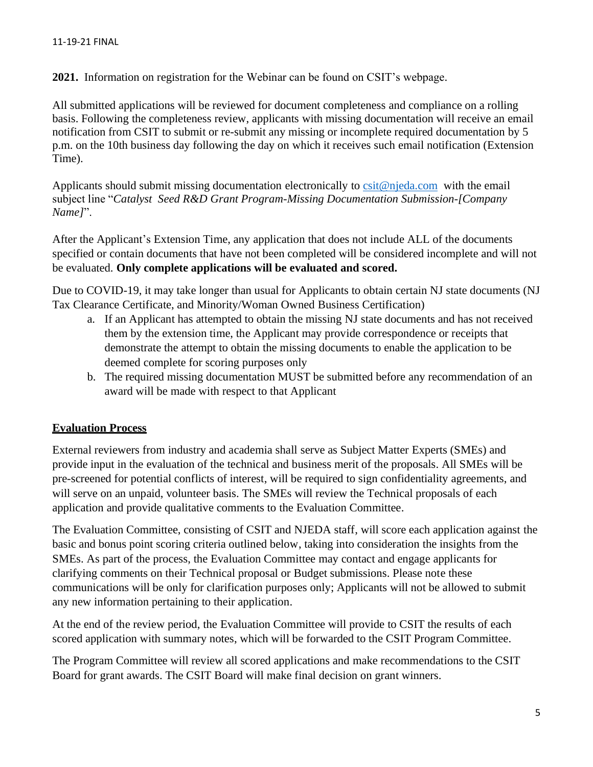**2021.** Information on registration for the Webinar can be found on CSIT's webpage.

All submitted applications will be reviewed for document completeness and compliance on a rolling basis. Following the completeness review, applicants with missing documentation will receive an email notification from CSIT to submit or re-submit any missing or incomplete required documentation by 5 p.m. on the 10th business day following the day on which it receives such email notification (Extension Time).

Applicants should submit missing documentation electronically to csit@njeda.com with the email subject line "*Catalyst Seed R&D Grant Program-Missing Documentation Submission-[Company Name]*".

After the Applicant's Extension Time, any application that does not include ALL of the documents specified or contain documents that have not been completed will be considered incomplete and will not be evaluated. **Only complete applications will be evaluated and scored.**

Due to COVID-19, it may take longer than usual for Applicants to obtain certain NJ state documents (NJ Tax Clearance Certificate, and Minority/Woman Owned Business Certification)

a. If an Applicant has attempted to obtain the missing NJ state documents and has not received them by the extension time, the Applicant may provide correspondence or receipts that demonstrate the attempt to obtain the missing documents to enable the application to be deemed complete for scoring purposes only
b. The required missing documentation MUST be submitted before any recommendation of an award will be made with respect to that Applicant

## Evaluation Process

External reviewers from industry and academia shall serve as Subject Matter Experts (SMEs) and provide input in the evaluation of the technical and business merit of the proposals. All SMEs will be pre-screened for potential conflicts of interest, will be required to sign confidentiality agreements, and will serve on an unpaid, volunteer basis. The SMEs will review the Technical proposals of each application and provide qualitative comments to the Evaluation Committee.

The Evaluation Committee, consisting of CSIT and NJEDA staff, will score each application against the basic and bonus point scoring criteria outlined below, taking into consideration the insights from the SMEs. As part of the process, the Evaluation Committee may contact and engage applicants for clarifying comments on their Technical proposal or Budget submissions. Please note these communications will be only for clarification purposes only; Applicants will not be allowed to submit any new information pertaining to their application.

At the end of the review period, the Evaluation Committee will provide to CSIT the results of each scored application with summary notes, which will be forwarded to the CSIT Program Committee.

The Program Committee will review all scored applications and make recommendations to the CSIT Board for grant awards. The CSIT Board will make final decision on grant winners.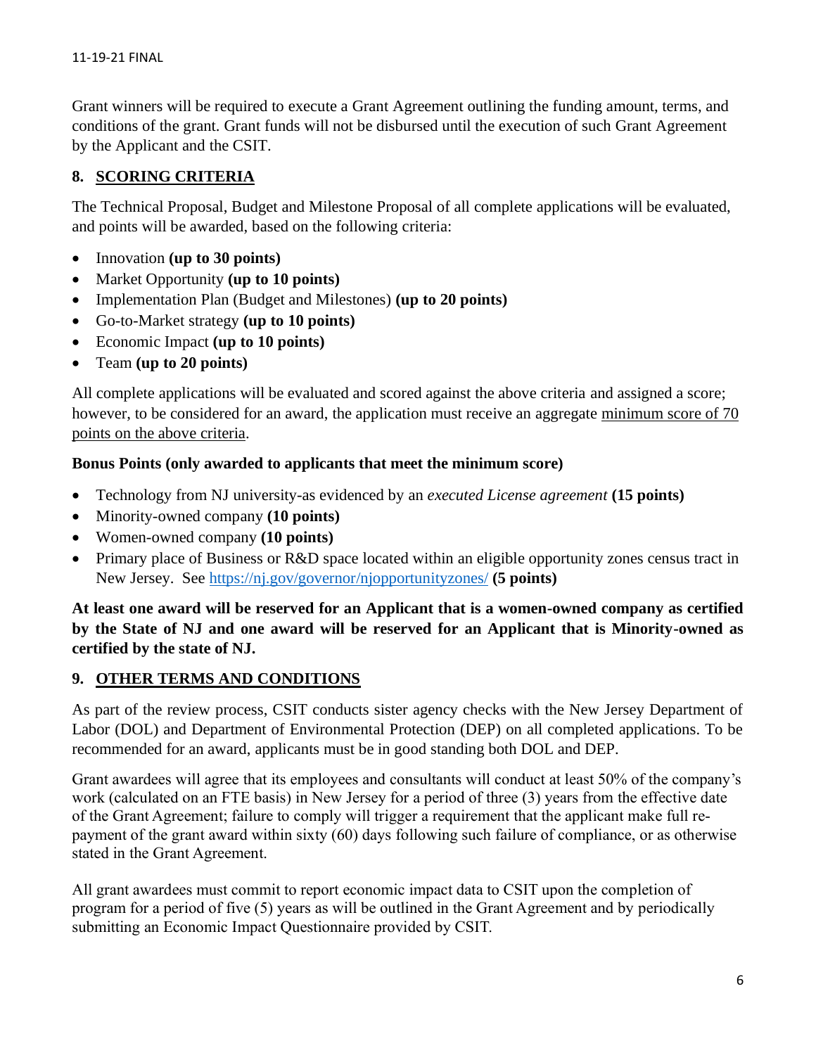Grant winners will be required to execute a Grant Agreement outlining the funding amount, terms, and conditions of the grant. Grant funds will not be disbursed until the execution of such Grant Agreement by the Applicant and the CSIT.

## 8. SCORING CRITERIA

The Technical Proposal, Budget and Milestone Proposal of all complete applications will be evaluated, and points will be awarded, based on the following criteria:

- Innovation **(up to 30 points)**
- Market Opportunity **(up to 10 points)**
- Implementation Plan (Budget and Milestones) **(up to 20 points)**
- Go-to-Market strategy **(up to 10 points)**
- Economic Impact **(up to 10 points)**
- Team **(up to 20 points)**

All complete applications will be evaluated and scored against the above criteria and assigned a score; however, to be considered for an award, the application must receive an aggregate minimum score of 70 points on the above criteria.

**Bonus Points (only awarded to applicants that meet the minimum score)**

- Technology from NJ university-as evidenced by an *executed License agreement* **(15 points)**
- Minority-owned company **(10 points)**
- Women-owned company **(10 points)**
- Primary place of Business or R&D space located within an eligible opportunity zones census tract in New Jersey. See https://nj.gov/governor/njopportunityzones/ **(5 points)**

**At least one award will be reserved for an Applicant that is a women-owned company as certified by the State of NJ and one award will be reserved for an Applicant that is Minority-owned as certified by the state of NJ.**

## 9. OTHER TERMS AND CONDITIONS

As part of the review process, CSIT conducts sister agency checks with the New Jersey Department of Labor (DOL) and Department of Environmental Protection (DEP) on all completed applications. To be recommended for an award, applicants must be in good standing both DOL and DEP.

Grant awardees will agree that its employees and consultants will conduct at least 50% of the company's work (calculated on an FTE basis) in New Jersey for a period of three (3) years from the effective date of the Grant Agreement; failure to comply will trigger a requirement that the applicant make full re-payment of the grant award within sixty (60) days following such failure of compliance, or as otherwise stated in the Grant Agreement.

All grant awardees must commit to report economic impact data to CSIT upon the completion of program for a period of five (5) years as will be outlined in the Grant Agreement and by periodically submitting an Economic Impact Questionnaire provided by CSIT.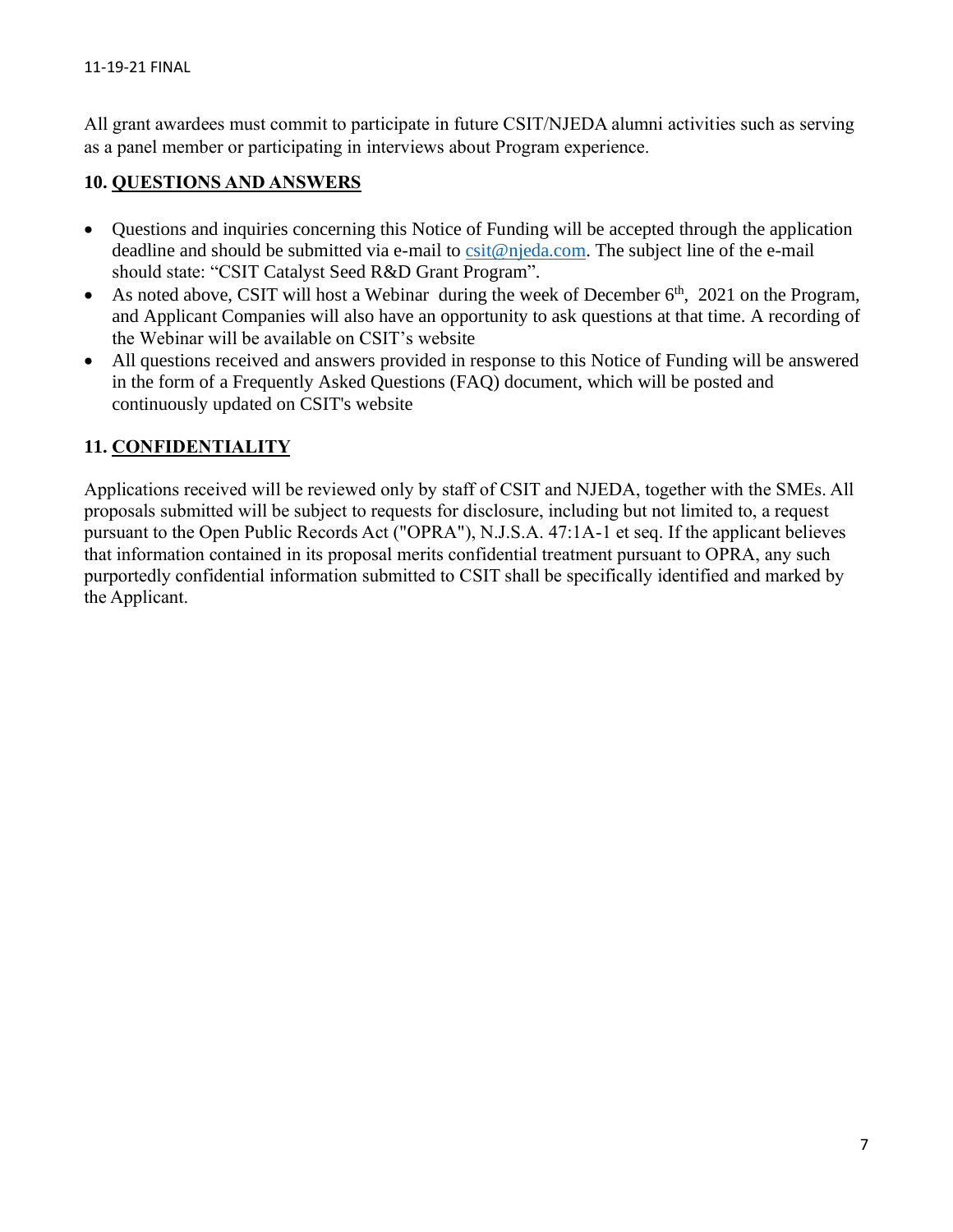All grant awardees must commit to participate in future CSIT/NJEDA alumni activities such as serving as a panel member or participating in interviews about Program experience.

## 10. QUESTIONS AND ANSWERS

- Questions and inquiries concerning this Notice of Funding will be accepted through the application deadline and should be submitted via e-mail to csit@njeda.com. The subject line of the e-mail should state: "CSIT Catalyst Seed R&D Grant Program".
- As noted above, CSIT will host a Webinar during the week of December 6th, 2021 on the Program, and Applicant Companies will also have an opportunity to ask questions at that time. A recording of the Webinar will be available on CSIT's website
- All questions received and answers provided in response to this Notice of Funding will be answered in the form of a Frequently Asked Questions (FAQ) document, which will be posted and continuously updated on CSIT's website

## 11. CONFIDENTIALITY

Applications received will be reviewed only by staff of CSIT and NJEDA, together with the SMEs. All proposals submitted will be subject to requests for disclosure, including but not limited to, a request pursuant to the Open Public Records Act ("OPRA"), N.J.S.A. 47:1A-1 et seq. If the applicant believes that information contained in its proposal merits confidential treatment pursuant to OPRA, any such purportedly confidential information submitted to CSIT shall be specifically identified and marked by the Applicant.